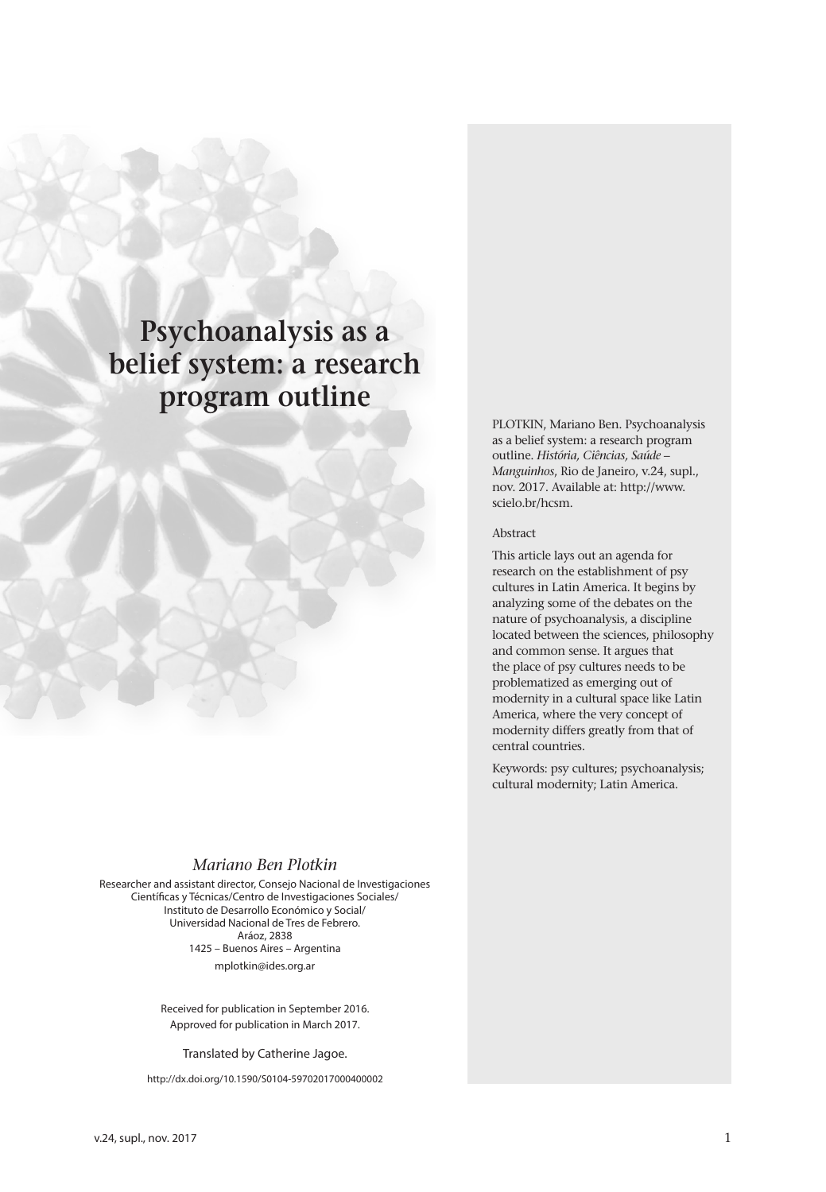# Psychoanalysis as a belief system: a research program outline

PLOTKIN, Mariano Ben. Psychoanalysis as a belief system: a research program outline. *História, Ciências, Saúde – Manguinhos*, Rio de Janeiro, v.24, supl., nov. 2017. Available at: http://www.scielo.br/hcsm.

Abstract

This article lays out an agenda for research on the establishment of psy cultures in Latin America. It begins by analyzing some of the debates on the nature of psychoanalysis, a discipline located between the sciences, philosophy and common sense. It argues that the place of psy cultures needs to be problematized as emerging out of modernity in a cultural space like Latin America, where the very concept of modernity differs greatly from that of central countries.

Keywords: psy cultures; psychoanalysis; cultural modernity; Latin America.

*Mariano Ben Plotkin*

Researcher and assistant director, Consejo Nacional de Investigaciones Científicas y Técnicas/Centro de Investigaciones Sociales/ Instituto de Desarrollo Económico y Social/ Universidad Nacional de Tres de Febrero.
Aráoz, 2838
1425 – Buenos Aires – Argentina
mplotkin@ides.org.ar

Received for publication in September 2016.
Approved for publication in March 2017.

Translated by Catherine Jagoe.

http://dx.doi.org/10.1590/S0104-59702017000400002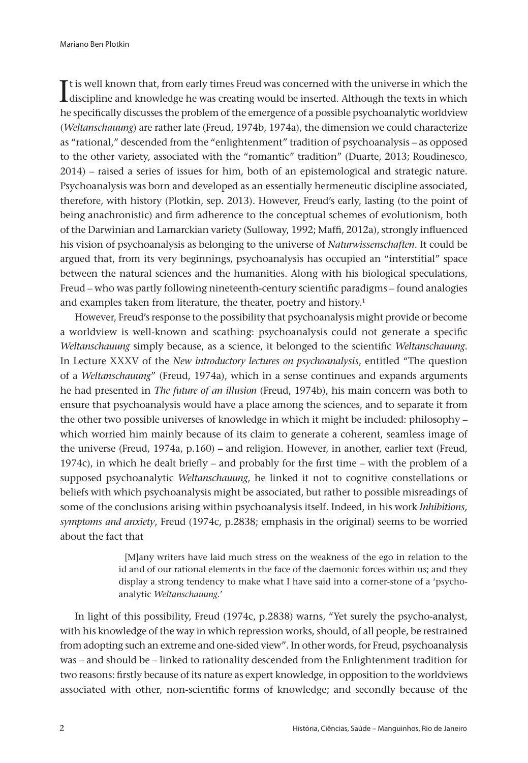It is well known that, from early times Freud was concerned with the universe in which the discipline and knowledge he was creating would be inserted. Although the texts in which he specifically discusses the problem of the emergence of a possible psychoanalytic worldview (*Weltanschauung*) are rather late (Freud, 1974b, 1974a), the dimension we could characterize as "rational," descended from the "enlightenment" tradition of psychoanalysis – as opposed to the other variety, associated with the "romantic" tradition" (Duarte, 2013; Roudinesco, 2014) – raised a series of issues for him, both of an epistemological and strategic nature. Psychoanalysis was born and developed as an essentially hermeneutic discipline associated, therefore, with history (Plotkin, sep. 2013). However, Freud's early, lasting (to the point of being anachronistic) and firm adherence to the conceptual schemes of evolutionism, both of the Darwinian and Lamarckian variety (Sulloway, 1992; Maffi, 2012a), strongly influenced his vision of psychoanalysis as belonging to the universe of *Naturwissenschaften*. It could be argued that, from its very beginnings, psychoanalysis has occupied an "interstitial" space between the natural sciences and the humanities. Along with his biological speculations, Freud – who was partly following nineteenth-century scientific paradigms – found analogies and examples taken from literature, the theater, poetry and history.[1]

However, Freud's response to the possibility that psychoanalysis might provide or become a worldview is well-known and scathing: psychoanalysis could not generate a specific *Weltanschauung* simply because, as a science, it belonged to the scientific *Weltanschauung*. In Lecture XXXV of the *New introductory lectures on psychoanalysis*, entitled "The question of a *Weltanschauung*" (Freud, 1974a), which in a sense continues and expands arguments he had presented in *The future of an illusion* (Freud, 1974b), his main concern was both to ensure that psychoanalysis would have a place among the sciences, and to separate it from the other two possible universes of knowledge in which it might be included: philosophy – which worried him mainly because of its claim to generate a coherent, seamless image of the universe (Freud, 1974a, p.160) – and religion. However, in another, earlier text (Freud, 1974c), in which he dealt briefly – and probably for the first time – with the problem of a supposed psychoanalytic *Weltanschauung*, he linked it not to cognitive constellations or beliefs with which psychoanalysis might be associated, but rather to possible misreadings of some of the conclusions arising within psychoanalysis itself. Indeed, in his work *Inhibitions, symptoms and anxiety*, Freud (1974c, p.2838; emphasis in the original) seems to be worried about the fact that

> [M]any writers have laid much stress on the weakness of the ego in relation to the id and of our rational elements in the face of the daemonic forces within us; and they display a strong tendency to make what I have said into a corner-stone of a 'psycho-analytic *Weltanschauung*.'

In light of this possibility, Freud (1974c, p.2838) warns, "Yet surely the psycho-analyst, with his knowledge of the way in which repression works, should, of all people, be restrained from adopting such an extreme and one-sided view". In other words, for Freud, psychoanalysis was – and should be – linked to rationality descended from the Enlightenment tradition for two reasons: firstly because of its nature as expert knowledge, in opposition to the worldviews associated with other, non-scientific forms of knowledge; and secondly because of the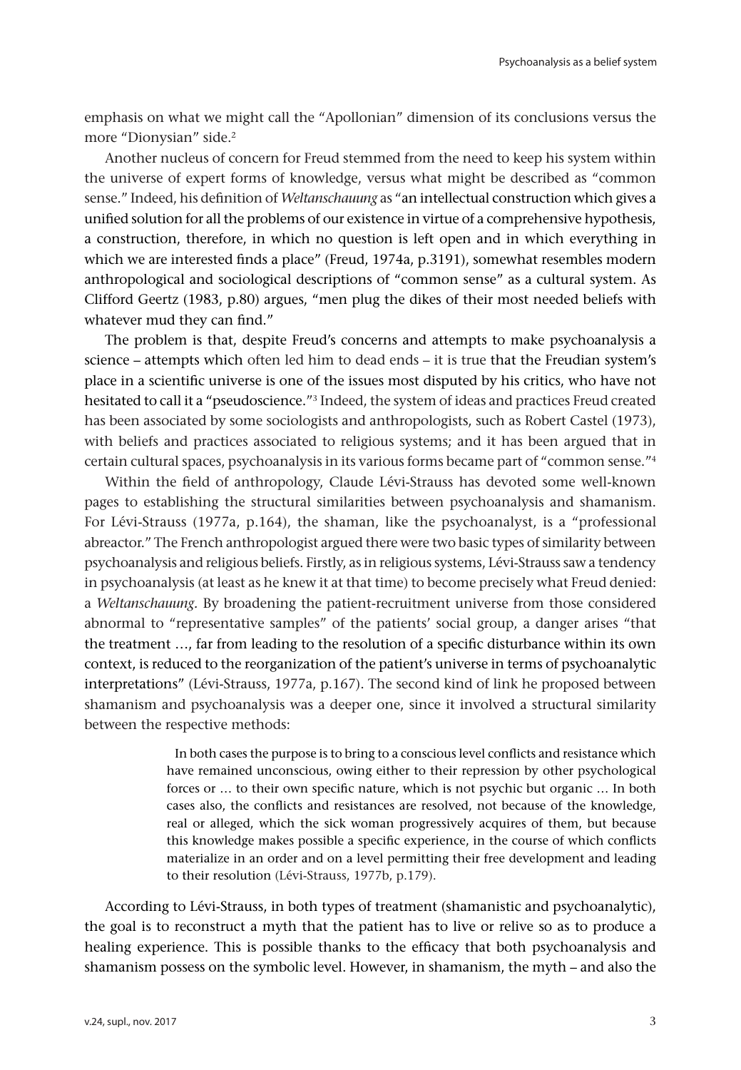emphasis on what we might call the "Apollonian" dimension of its conclusions versus the more "Dionysian" side.[2]

Another nucleus of concern for Freud stemmed from the need to keep his system within the universe of expert forms of knowledge, versus what might be described as "common sense." Indeed, his definition of *Weltanschauung* as "an intellectual construction which gives a unified solution for all the problems of our existence in virtue of a comprehensive hypothesis, a construction, therefore, in which no question is left open and in which everything in which we are interested finds a place" (Freud, 1974a, p.3191), somewhat resembles modern anthropological and sociological descriptions of "common sense" as a cultural system. As Clifford Geertz (1983, p.80) argues, "men plug the dikes of their most needed beliefs with whatever mud they can find."

The problem is that, despite Freud's concerns and attempts to make psychoanalysis a science – attempts which often led him to dead ends – it is true that the Freudian system's place in a scientific universe is one of the issues most disputed by his critics, who have not hesitated to call it a "pseudoscience."[3] Indeed, the system of ideas and practices Freud created has been associated by some sociologists and anthropologists, such as Robert Castel (1973), with beliefs and practices associated to religious systems; and it has been argued that in certain cultural spaces, psychoanalysis in its various forms became part of "common sense."[4]

Within the field of anthropology, Claude Lévi-Strauss has devoted some well-known pages to establishing the structural similarities between psychoanalysis and shamanism. For Lévi-Strauss (1977a, p.164), the shaman, like the psychoanalyst, is a "professional abreactor." The French anthropologist argued there were two basic types of similarity between psychoanalysis and religious beliefs. Firstly, as in religious systems, Lévi-Strauss saw a tendency in psychoanalysis (at least as he knew it at that time) to become precisely what Freud denied: a *Weltanschauung*. By broadening the patient-recruitment universe from those considered abnormal to "representative samples" of the patients' social group, a danger arises "that the treatment …, far from leading to the resolution of a specific disturbance within its own context, is reduced to the reorganization of the patient's universe in terms of psychoanalytic interpretations" (Lévi-Strauss, 1977a, p.167). The second kind of link he proposed between shamanism and psychoanalysis was a deeper one, since it involved a structural similarity between the respective methods:

> In both cases the purpose is to bring to a conscious level conflicts and resistance which have remained unconscious, owing either to their repression by other psychological forces or … to their own specific nature, which is not psychic but organic … In both cases also, the conflicts and resistances are resolved, not because of the knowledge, real or alleged, which the sick woman progressively acquires of them, but because this knowledge makes possible a specific experience, in the course of which conflicts materialize in an order and on a level permitting their free development and leading to their resolution (Lévi-Strauss, 1977b, p.179).

According to Lévi-Strauss, in both types of treatment (shamanistic and psychoanalytic), the goal is to reconstruct a myth that the patient has to live or relive so as to produce a healing experience. This is possible thanks to the efficacy that both psychoanalysis and shamanism possess on the symbolic level. However, in shamanism, the myth – and also the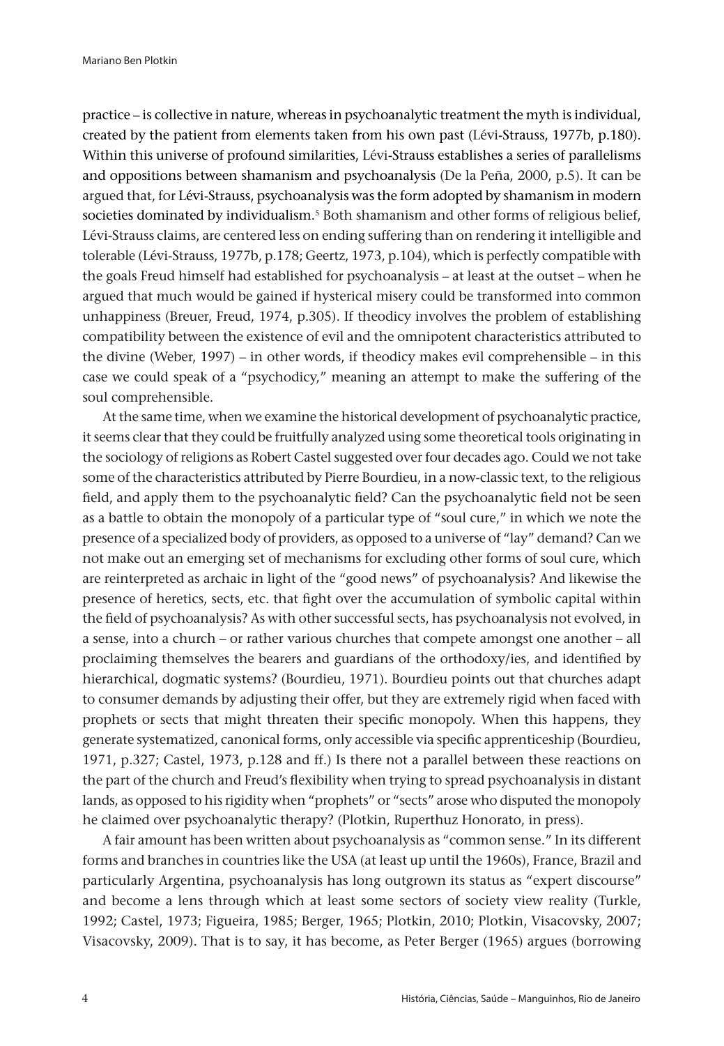practice – is collective in nature, whereas in psychoanalytic treatment the myth is individual, created by the patient from elements taken from his own past (Lévi-Strauss, 1977b, p.180). Within this universe of profound similarities, Lévi-Strauss establishes a series of parallelisms and oppositions between shamanism and psychoanalysis (De la Peña, 2000, p.5). It can be argued that, for Lévi-Strauss, psychoanalysis was the form adopted by shamanism in modern societies dominated by individualism.[5] Both shamanism and other forms of religious belief, Lévi-Strauss claims, are centered less on ending suffering than on rendering it intelligible and tolerable (Lévi-Strauss, 1977b, p.178; Geertz, 1973, p.104), which is perfectly compatible with the goals Freud himself had established for psychoanalysis – at least at the outset – when he argued that much would be gained if hysterical misery could be transformed into common unhappiness (Breuer, Freud, 1974, p.305). If theodicy involves the problem of establishing compatibility between the existence of evil and the omnipotent characteristics attributed to the divine (Weber, 1997) – in other words, if theodicy makes evil comprehensible – in this case we could speak of a "psychodicy," meaning an attempt to make the suffering of the soul comprehensible.

At the same time, when we examine the historical development of psychoanalytic practice, it seems clear that they could be fruitfully analyzed using some theoretical tools originating in the sociology of religions as Robert Castel suggested over four decades ago. Could we not take some of the characteristics attributed by Pierre Bourdieu, in a now-classic text, to the religious field, and apply them to the psychoanalytic field? Can the psychoanalytic field not be seen as a battle to obtain the monopoly of a particular type of "soul cure," in which we note the presence of a specialized body of providers, as opposed to a universe of "lay" demand? Can we not make out an emerging set of mechanisms for excluding other forms of soul cure, which are reinterpreted as archaic in light of the "good news" of psychoanalysis? And likewise the presence of heretics, sects, etc. that fight over the accumulation of symbolic capital within the field of psychoanalysis? As with other successful sects, has psychoanalysis not evolved, in a sense, into a church – or rather various churches that compete amongst one another – all proclaiming themselves the bearers and guardians of the orthodoxy/ies, and identified by hierarchical, dogmatic systems? (Bourdieu, 1971). Bourdieu points out that churches adapt to consumer demands by adjusting their offer, but they are extremely rigid when faced with prophets or sects that might threaten their specific monopoly. When this happens, they generate systematized, canonical forms, only accessible via specific apprenticeship (Bourdieu, 1971, p.327; Castel, 1973, p.128 and ff.) Is there not a parallel between these reactions on the part of the church and Freud's flexibility when trying to spread psychoanalysis in distant lands, as opposed to his rigidity when "prophets" or "sects" arose who disputed the monopoly he claimed over psychoanalytic therapy? (Plotkin, Ruperthuz Honorato, in press).

A fair amount has been written about psychoanalysis as "common sense." In its different forms and branches in countries like the USA (at least up until the 1960s), France, Brazil and particularly Argentina, psychoanalysis has long outgrown its status as "expert discourse" and become a lens through which at least some sectors of society view reality (Turkle, 1992; Castel, 1973; Figueira, 1985; Berger, 1965; Plotkin, 2010; Plotkin, Visacovsky, 2007; Visacovsky, 2009). That is to say, it has become, as Peter Berger (1965) argues (borrowing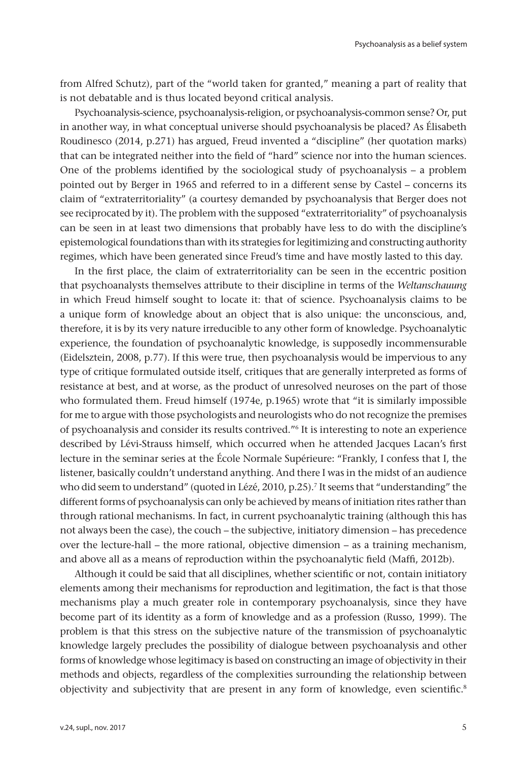from Alfred Schutz), part of the "world taken for granted," meaning a part of reality that is not debatable and is thus located beyond critical analysis.

Psychoanalysis-science, psychoanalysis-religion, or psychoanalysis-common sense? Or, put in another way, in what conceptual universe should psychoanalysis be placed? As Élisabeth Roudinesco (2014, p.271) has argued, Freud invented a "discipline" (her quotation marks) that can be integrated neither into the field of "hard" science nor into the human sciences. One of the problems identified by the sociological study of psychoanalysis – a problem pointed out by Berger in 1965 and referred to in a different sense by Castel – concerns its claim of "extraterritoriality" (a courtesy demanded by psychoanalysis that Berger does not see reciprocated by it). The problem with the supposed "extraterritoriality" of psychoanalysis can be seen in at least two dimensions that probably have less to do with the discipline's epistemological foundations than with its strategies for legitimizing and constructing authority regimes, which have been generated since Freud's time and have mostly lasted to this day.

In the first place, the claim of extraterritoriality can be seen in the eccentric position that psychoanalysts themselves attribute to their discipline in terms of the *Weltanschauung* in which Freud himself sought to locate it: that of science. Psychoanalysis claims to be a unique form of knowledge about an object that is also unique: the unconscious, and, therefore, it is by its very nature irreducible to any other form of knowledge. Psychoanalytic experience, the foundation of psychoanalytic knowledge, is supposedly incommensurable (Eidelsztein, 2008, p.77). If this were true, then psychoanalysis would be impervious to any type of critique formulated outside itself, critiques that are generally interpreted as forms of resistance at best, and at worse, as the product of unresolved neuroses on the part of those who formulated them. Freud himself (1974e, p.1965) wrote that "it is similarly impossible for me to argue with those psychologists and neurologists who do not recognize the premises of psychoanalysis and consider its results contrived."[6] It is interesting to note an experience described by Lévi-Strauss himself, which occurred when he attended Jacques Lacan's first lecture in the seminar series at the École Normale Supérieure: "Frankly, I confess that I, the listener, basically couldn't understand anything. And there I was in the midst of an audience who did seem to understand" (quoted in Lézé, 2010, p.25).[7] It seems that "understanding" the different forms of psychoanalysis can only be achieved by means of initiation rites rather than through rational mechanisms. In fact, in current psychoanalytic training (although this has not always been the case), the couch – the subjective, initiatory dimension – has precedence over the lecture-hall – the more rational, objective dimension – as a training mechanism, and above all as a means of reproduction within the psychoanalytic field (Maffi, 2012b).

Although it could be said that all disciplines, whether scientific or not, contain initiatory elements among their mechanisms for reproduction and legitimation, the fact is that those mechanisms play a much greater role in contemporary psychoanalysis, since they have become part of its identity as a form of knowledge and as a profession (Russo, 1999). The problem is that this stress on the subjective nature of the transmission of psychoanalytic knowledge largely precludes the possibility of dialogue between psychoanalysis and other forms of knowledge whose legitimacy is based on constructing an image of objectivity in their methods and objects, regardless of the complexities surrounding the relationship between objectivity and subjectivity that are present in any form of knowledge, even scientific.[8]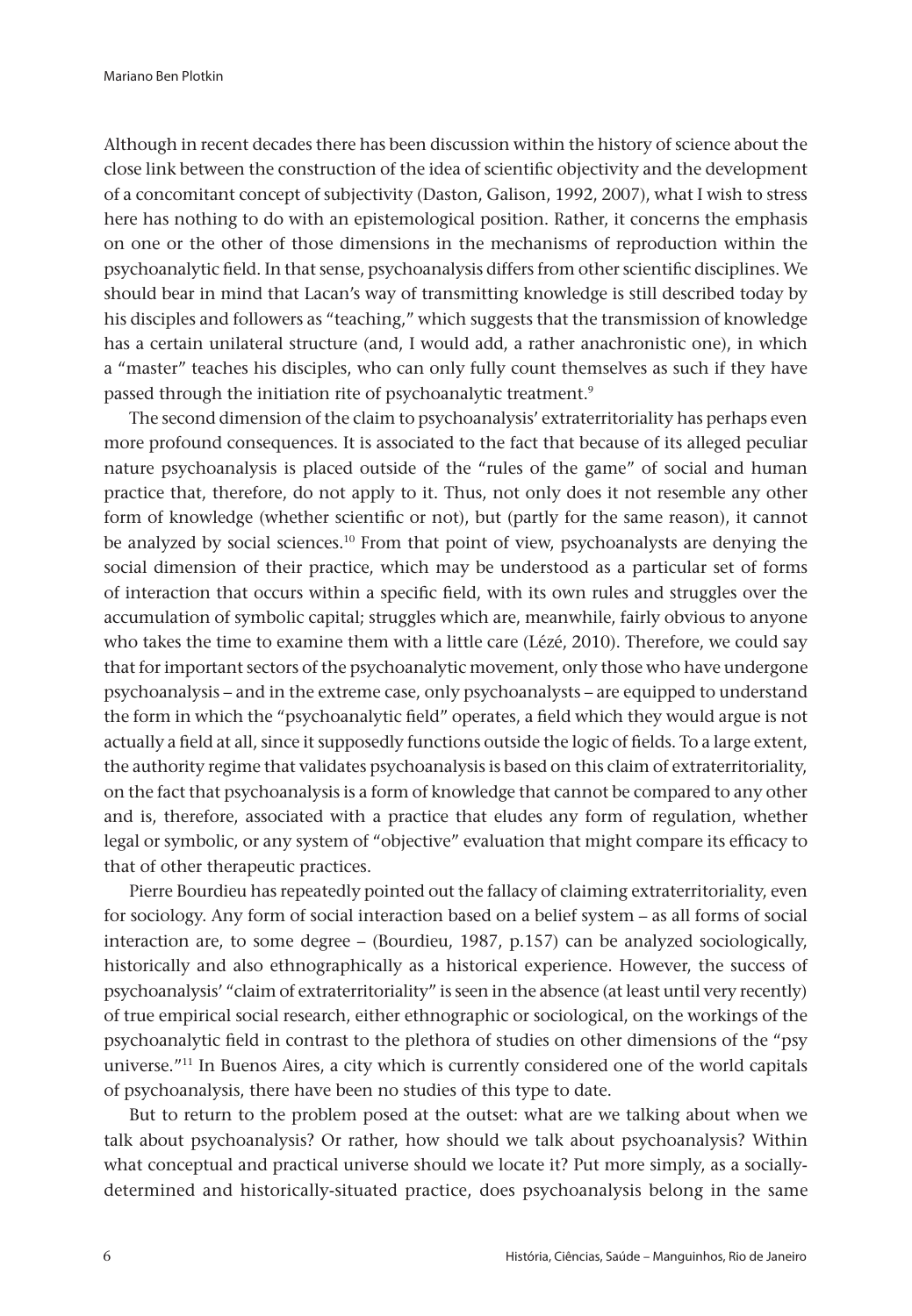Although in recent decades there has been discussion within the history of science about the close link between the construction of the idea of scientific objectivity and the development of a concomitant concept of subjectivity (Daston, Galison, 1992, 2007), what I wish to stress here has nothing to do with an epistemological position. Rather, it concerns the emphasis on one or the other of those dimensions in the mechanisms of reproduction within the psychoanalytic field. In that sense, psychoanalysis differs from other scientific disciplines. We should bear in mind that Lacan's way of transmitting knowledge is still described today by his disciples and followers as "teaching," which suggests that the transmission of knowledge has a certain unilateral structure (and, I would add, a rather anachronistic one), in which a "master" teaches his disciples, who can only fully count themselves as such if they have passed through the initiation rite of psychoanalytic treatment.[9]

The second dimension of the claim to psychoanalysis' extraterritoriality has perhaps even more profound consequences. It is associated to the fact that because of its alleged peculiar nature psychoanalysis is placed outside of the "rules of the game" of social and human practice that, therefore, do not apply to it. Thus, not only does it not resemble any other form of knowledge (whether scientific or not), but (partly for the same reason), it cannot be analyzed by social sciences.[10] From that point of view, psychoanalysts are denying the social dimension of their practice, which may be understood as a particular set of forms of interaction that occurs within a specific field, with its own rules and struggles over the accumulation of symbolic capital; struggles which are, meanwhile, fairly obvious to anyone who takes the time to examine them with a little care (Lézé, 2010). Therefore, we could say that for important sectors of the psychoanalytic movement, only those who have undergone psychoanalysis – and in the extreme case, only psychoanalysts – are equipped to understand the form in which the "psychoanalytic field" operates, a field which they would argue is not actually a field at all, since it supposedly functions outside the logic of fields. To a large extent, the authority regime that validates psychoanalysis is based on this claim of extraterritoriality, on the fact that psychoanalysis is a form of knowledge that cannot be compared to any other and is, therefore, associated with a practice that eludes any form of regulation, whether legal or symbolic, or any system of "objective" evaluation that might compare its efficacy to that of other therapeutic practices.

Pierre Bourdieu has repeatedly pointed out the fallacy of claiming extraterritoriality, even for sociology. Any form of social interaction based on a belief system – as all forms of social interaction are, to some degree – (Bourdieu, 1987, p.157) can be analyzed sociologically, historically and also ethnographically as a historical experience. However, the success of psychoanalysis' "claim of extraterritoriality" is seen in the absence (at least until very recently) of true empirical social research, either ethnographic or sociological, on the workings of the psychoanalytic field in contrast to the plethora of studies on other dimensions of the "psy universe."[11] In Buenos Aires, a city which is currently considered one of the world capitals of psychoanalysis, there have been no studies of this type to date.

But to return to the problem posed at the outset: what are we talking about when we talk about psychoanalysis? Or rather, how should we talk about psychoanalysis? Within what conceptual and practical universe should we locate it? Put more simply, as a socially-determined and historically-situated practice, does psychoanalysis belong in the same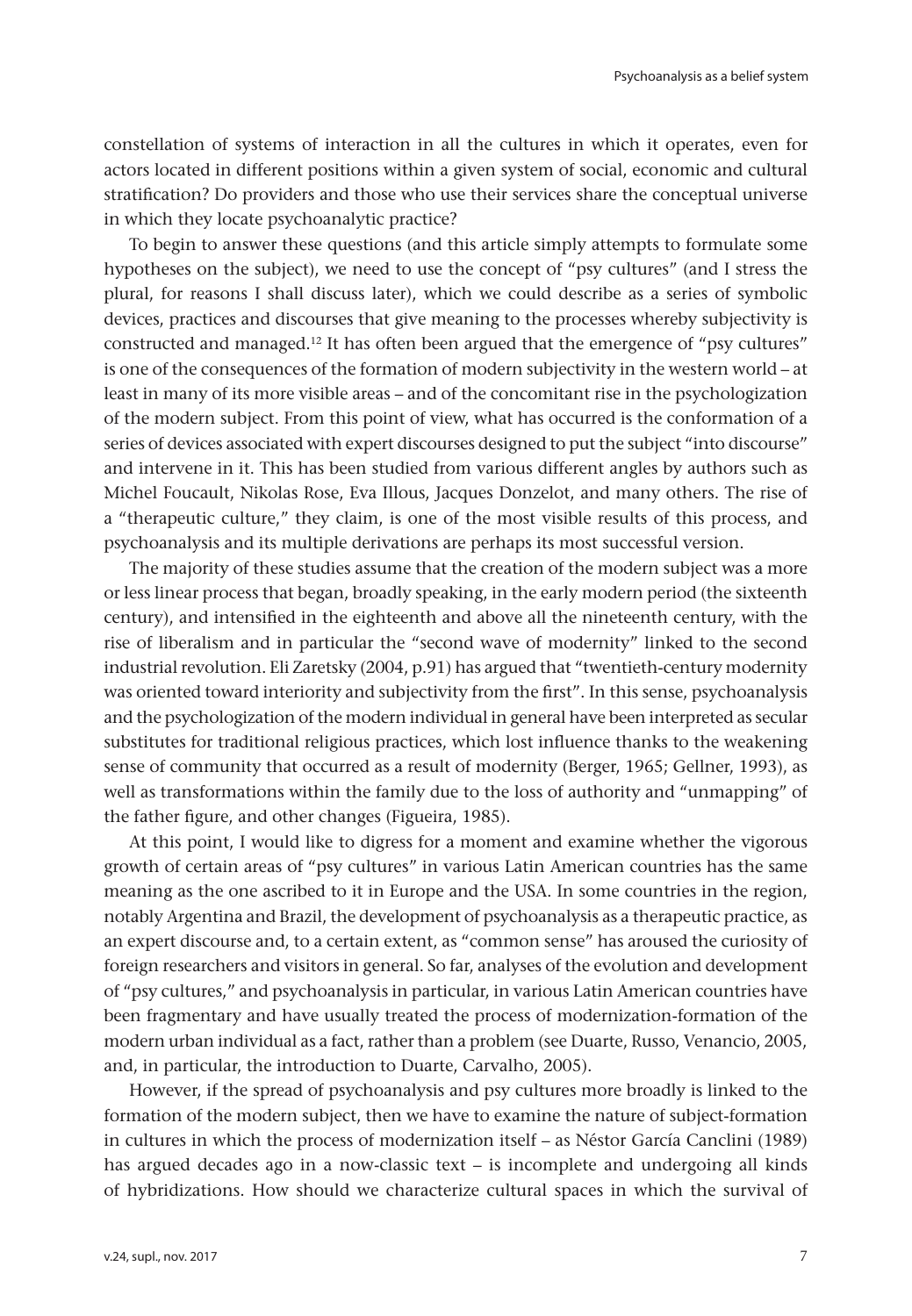constellation of systems of interaction in all the cultures in which it operates, even for actors located in different positions within a given system of social, economic and cultural stratification? Do providers and those who use their services share the conceptual universe in which they locate psychoanalytic practice?

To begin to answer these questions (and this article simply attempts to formulate some hypotheses on the subject), we need to use the concept of "psy cultures" (and I stress the plural, for reasons I shall discuss later), which we could describe as a series of symbolic devices, practices and discourses that give meaning to the processes whereby subjectivity is constructed and managed.[12] It has often been argued that the emergence of "psy cultures" is one of the consequences of the formation of modern subjectivity in the western world – at least in many of its more visible areas – and of the concomitant rise in the psychologization of the modern subject. From this point of view, what has occurred is the conformation of a series of devices associated with expert discourses designed to put the subject "into discourse" and intervene in it. This has been studied from various different angles by authors such as Michel Foucault, Nikolas Rose, Eva Illous, Jacques Donzelot, and many others. The rise of a "therapeutic culture," they claim, is one of the most visible results of this process, and psychoanalysis and its multiple derivations are perhaps its most successful version.

The majority of these studies assume that the creation of the modern subject was a more or less linear process that began, broadly speaking, in the early modern period (the sixteenth century), and intensified in the eighteenth and above all the nineteenth century, with the rise of liberalism and in particular the "second wave of modernity" linked to the second industrial revolution. Eli Zaretsky (2004, p.91) has argued that "twentieth-century modernity was oriented toward interiority and subjectivity from the first". In this sense, psychoanalysis and the psychologization of the modern individual in general have been interpreted as secular substitutes for traditional religious practices, which lost influence thanks to the weakening sense of community that occurred as a result of modernity (Berger, 1965; Gellner, 1993), as well as transformations within the family due to the loss of authority and "unmapping" of the father figure, and other changes (Figueira, 1985).

At this point, I would like to digress for a moment and examine whether the vigorous growth of certain areas of "psy cultures" in various Latin American countries has the same meaning as the one ascribed to it in Europe and the USA. In some countries in the region, notably Argentina and Brazil, the development of psychoanalysis as a therapeutic practice, as an expert discourse and, to a certain extent, as "common sense" has aroused the curiosity of foreign researchers and visitors in general. So far, analyses of the evolution and development of "psy cultures," and psychoanalysis in particular, in various Latin American countries have been fragmentary and have usually treated the process of modernization-formation of the modern urban individual as a fact, rather than a problem (see Duarte, Russo, Venancio, 2005, and, in particular, the introduction to Duarte, Carvalho, 2005).

However, if the spread of psychoanalysis and psy cultures more broadly is linked to the formation of the modern subject, then we have to examine the nature of subject-formation in cultures in which the process of modernization itself – as Néstor García Canclini (1989) has argued decades ago in a now-classic text – is incomplete and undergoing all kinds of hybridizations. How should we characterize cultural spaces in which the survival of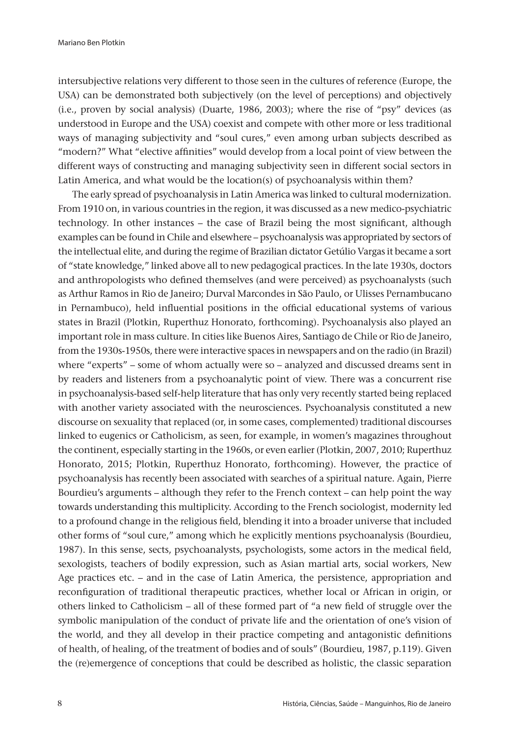intersubjective relations very different to those seen in the cultures of reference (Europe, the USA) can be demonstrated both subjectively (on the level of perceptions) and objectively (i.e., proven by social analysis) (Duarte, 1986, 2003); where the rise of "psy" devices (as understood in Europe and the USA) coexist and compete with other more or less traditional ways of managing subjectivity and "soul cures," even among urban subjects described as "modern?" What "elective affinities" would develop from a local point of view between the different ways of constructing and managing subjectivity seen in different social sectors in Latin America, and what would be the location(s) of psychoanalysis within them?

The early spread of psychoanalysis in Latin America was linked to cultural modernization. From 1910 on, in various countries in the region, it was discussed as a new medico-psychiatric technology. In other instances – the case of Brazil being the most significant, although examples can be found in Chile and elsewhere – psychoanalysis was appropriated by sectors of the intellectual elite, and during the regime of Brazilian dictator Getúlio Vargas it became a sort of "state knowledge," linked above all to new pedagogical practices. In the late 1930s, doctors and anthropologists who defined themselves (and were perceived) as psychoanalysts (such as Arthur Ramos in Rio de Janeiro; Durval Marcondes in São Paulo, or Ulisses Pernambucano in Pernambuco), held influential positions in the official educational systems of various states in Brazil (Plotkin, Ruperthuz Honorato, forthcoming). Psychoanalysis also played an important role in mass culture. In cities like Buenos Aires, Santiago de Chile or Rio de Janeiro, from the 1930s-1950s, there were interactive spaces in newspapers and on the radio (in Brazil) where "experts" – some of whom actually were so – analyzed and discussed dreams sent in by readers and listeners from a psychoanalytic point of view. There was a concurrent rise in psychoanalysis-based self-help literature that has only very recently started being replaced with another variety associated with the neurosciences. Psychoanalysis constituted a new discourse on sexuality that replaced (or, in some cases, complemented) traditional discourses linked to eugenics or Catholicism, as seen, for example, in women's magazines throughout the continent, especially starting in the 1960s, or even earlier (Plotkin, 2007, 2010; Ruperthuz Honorato, 2015; Plotkin, Ruperthuz Honorato, forthcoming). However, the practice of psychoanalysis has recently been associated with searches of a spiritual nature. Again, Pierre Bourdieu's arguments – although they refer to the French context – can help point the way towards understanding this multiplicity. According to the French sociologist, modernity led to a profound change in the religious field, blending it into a broader universe that included other forms of "soul cure," among which he explicitly mentions psychoanalysis (Bourdieu, 1987). In this sense, sects, psychoanalysts, psychologists, some actors in the medical field, sexologists, teachers of bodily expression, such as Asian martial arts, social workers, New Age practices etc. – and in the case of Latin America, the persistence, appropriation and reconfiguration of traditional therapeutic practices, whether local or African in origin, or others linked to Catholicism – all of these formed part of "a new field of struggle over the symbolic manipulation of the conduct of private life and the orientation of one's vision of the world, and they all develop in their practice competing and antagonistic definitions of health, of healing, of the treatment of bodies and of souls" (Bourdieu, 1987, p.119). Given the (re)emergence of conceptions that could be described as holistic, the classic separation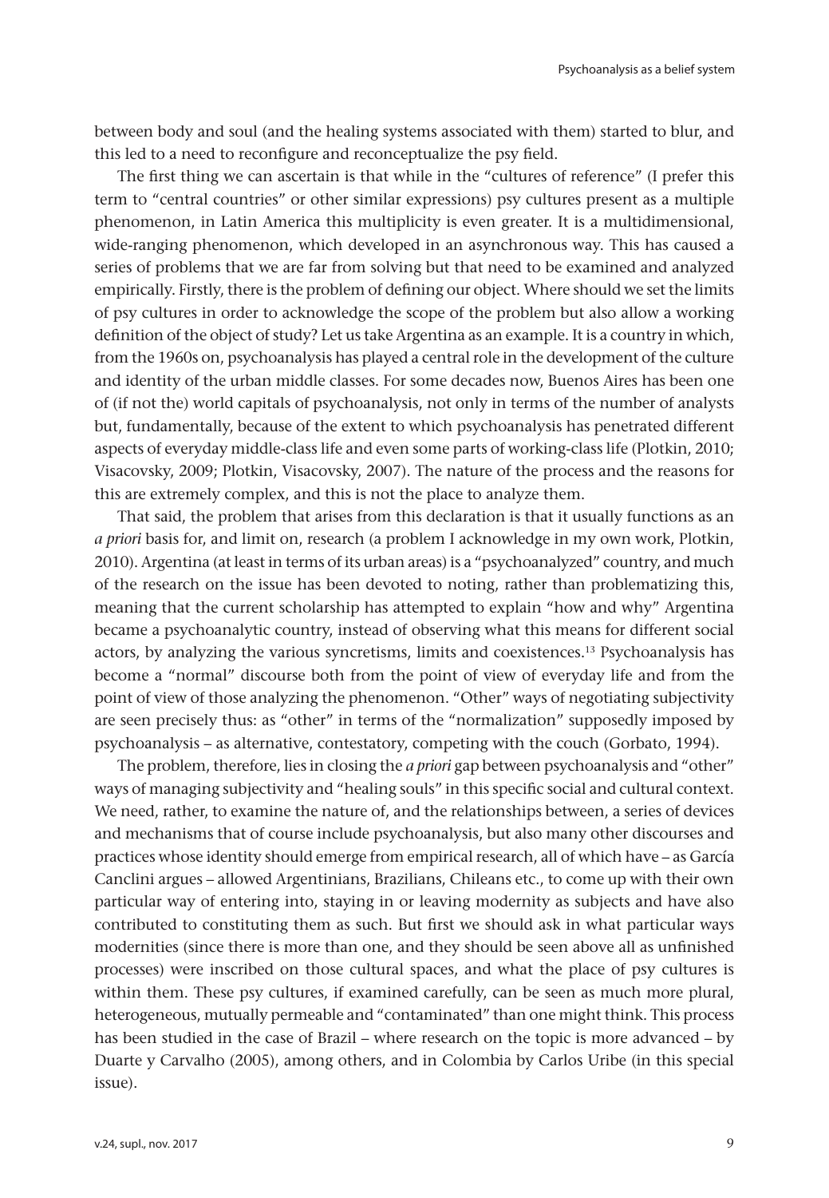between body and soul (and the healing systems associated with them) started to blur, and this led to a need to reconfigure and reconceptualize the psy field.

The first thing we can ascertain is that while in the "cultures of reference" (I prefer this term to "central countries" or other similar expressions) psy cultures present as a multiple phenomenon, in Latin America this multiplicity is even greater. It is a multidimensional, wide-ranging phenomenon, which developed in an asynchronous way. This has caused a series of problems that we are far from solving but that need to be examined and analyzed empirically. Firstly, there is the problem of defining our object. Where should we set the limits of psy cultures in order to acknowledge the scope of the problem but also allow a working definition of the object of study? Let us take Argentina as an example. It is a country in which, from the 1960s on, psychoanalysis has played a central role in the development of the culture and identity of the urban middle classes. For some decades now, Buenos Aires has been one of (if not the) world capitals of psychoanalysis, not only in terms of the number of analysts but, fundamentally, because of the extent to which psychoanalysis has penetrated different aspects of everyday middle-class life and even some parts of working-class life (Plotkin, 2010; Visacovsky, 2009; Plotkin, Visacovsky, 2007). The nature of the process and the reasons for this are extremely complex, and this is not the place to analyze them.

That said, the problem that arises from this declaration is that it usually functions as an *a priori* basis for, and limit on, research (a problem I acknowledge in my own work, Plotkin, 2010). Argentina (at least in terms of its urban areas) is a "psychoanalyzed" country, and much of the research on the issue has been devoted to noting, rather than problematizing this, meaning that the current scholarship has attempted to explain "how and why" Argentina became a psychoanalytic country, instead of observing what this means for different social actors, by analyzing the various syncretisms, limits and coexistences.[13] Psychoanalysis has become a "normal" discourse both from the point of view of everyday life and from the point of view of those analyzing the phenomenon. "Other" ways of negotiating subjectivity are seen precisely thus: as "other" in terms of the "normalization" supposedly imposed by psychoanalysis – as alternative, contestatory, competing with the couch (Gorbato, 1994).

The problem, therefore, lies in closing the *a priori* gap between psychoanalysis and "other" ways of managing subjectivity and "healing souls" in this specific social and cultural context. We need, rather, to examine the nature of, and the relationships between, a series of devices and mechanisms that of course include psychoanalysis, but also many other discourses and practices whose identity should emerge from empirical research, all of which have – as García Canclini argues – allowed Argentinians, Brazilians, Chileans etc., to come up with their own particular way of entering into, staying in or leaving modernity as subjects and have also contributed to constituting them as such. But first we should ask in what particular ways modernities (since there is more than one, and they should be seen above all as unfinished processes) were inscribed on those cultural spaces, and what the place of psy cultures is within them. These psy cultures, if examined carefully, can be seen as much more plural, heterogeneous, mutually permeable and "contaminated" than one might think. This process has been studied in the case of Brazil – where research on the topic is more advanced – by Duarte y Carvalho (2005), among others, and in Colombia by Carlos Uribe (in this special issue).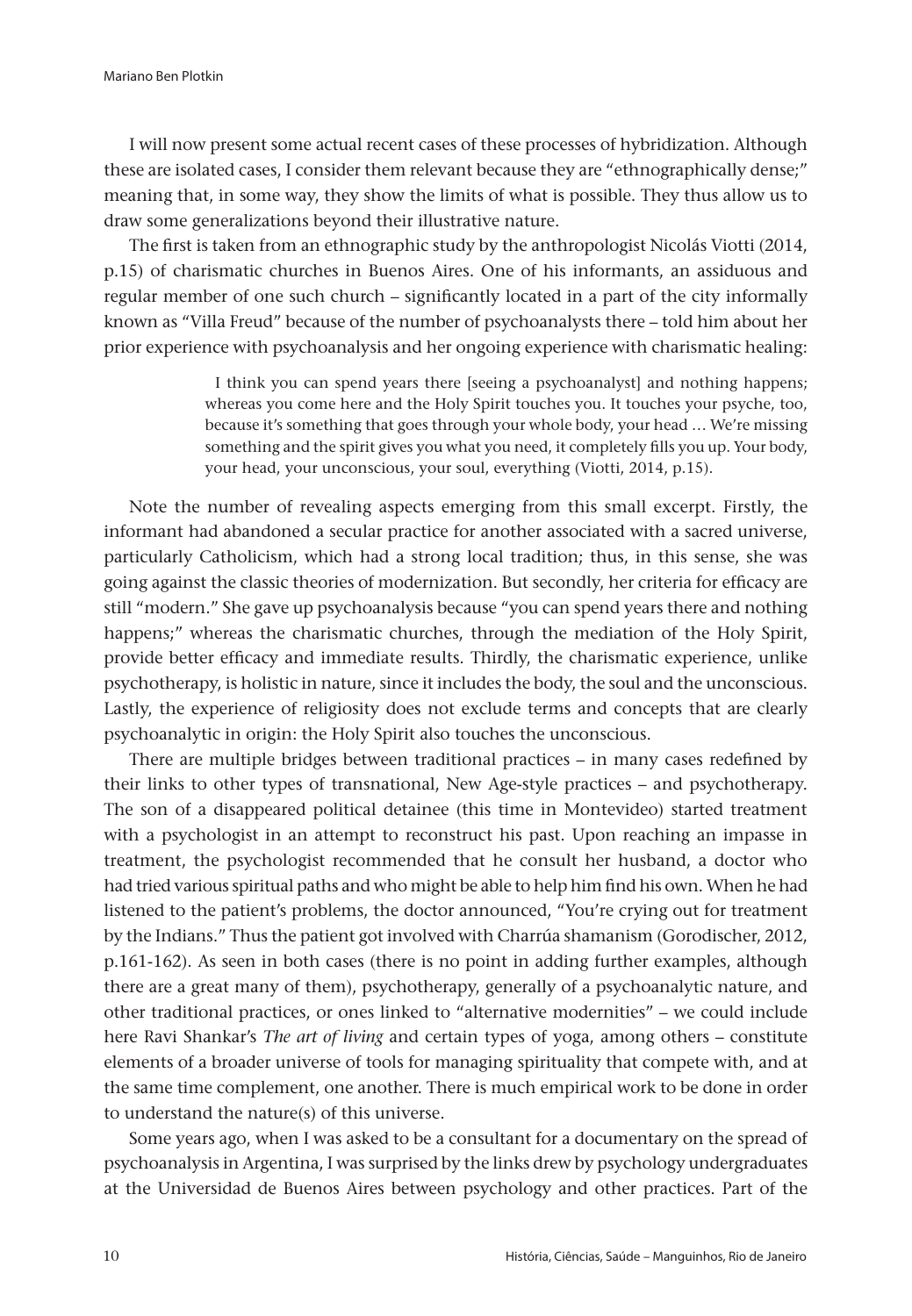I will now present some actual recent cases of these processes of hybridization. Although these are isolated cases, I consider them relevant because they are "ethnographically dense;" meaning that, in some way, they show the limits of what is possible. They thus allow us to draw some generalizations beyond their illustrative nature.

The first is taken from an ethnographic study by the anthropologist Nicolás Viotti (2014, p.15) of charismatic churches in Buenos Aires. One of his informants, an assiduous and regular member of one such church – significantly located in a part of the city informally known as "Villa Freud" because of the number of psychoanalysts there – told him about her prior experience with psychoanalysis and her ongoing experience with charismatic healing:

> I think you can spend years there [seeing a psychoanalyst] and nothing happens; whereas you come here and the Holy Spirit touches you. It touches your psyche, too, because it's something that goes through your whole body, your head … We're missing something and the spirit gives you what you need, it completely fills you up. Your body, your head, your unconscious, your soul, everything (Viotti, 2014, p.15).

Note the number of revealing aspects emerging from this small excerpt. Firstly, the informant had abandoned a secular practice for another associated with a sacred universe, particularly Catholicism, which had a strong local tradition; thus, in this sense, she was going against the classic theories of modernization. But secondly, her criteria for efficacy are still "modern." She gave up psychoanalysis because "you can spend years there and nothing happens;" whereas the charismatic churches, through the mediation of the Holy Spirit, provide better efficacy and immediate results. Thirdly, the charismatic experience, unlike psychotherapy, is holistic in nature, since it includes the body, the soul and the unconscious. Lastly, the experience of religiosity does not exclude terms and concepts that are clearly psychoanalytic in origin: the Holy Spirit also touches the unconscious.

There are multiple bridges between traditional practices – in many cases redefined by their links to other types of transnational, New Age-style practices – and psychotherapy. The son of a disappeared political detainee (this time in Montevideo) started treatment with a psychologist in an attempt to reconstruct his past. Upon reaching an impasse in treatment, the psychologist recommended that he consult her husband, a doctor who had tried various spiritual paths and who might be able to help him find his own. When he had listened to the patient's problems, the doctor announced, "You're crying out for treatment by the Indians." Thus the patient got involved with Charrúa shamanism (Gorodischer, 2012, p.161-162). As seen in both cases (there is no point in adding further examples, although there are a great many of them), psychotherapy, generally of a psychoanalytic nature, and other traditional practices, or ones linked to "alternative modernities" – we could include here Ravi Shankar's *The art of living* and certain types of yoga, among others – constitute elements of a broader universe of tools for managing spirituality that compete with, and at the same time complement, one another. There is much empirical work to be done in order to understand the nature(s) of this universe.

Some years ago, when I was asked to be a consultant for a documentary on the spread of psychoanalysis in Argentina, I was surprised by the links drew by psychology undergraduates at the Universidad de Buenos Aires between psychology and other practices. Part of the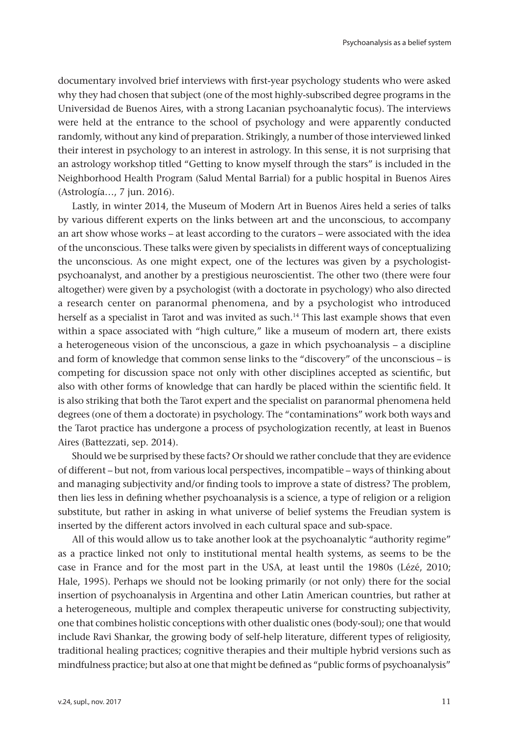documentary involved brief interviews with first-year psychology students who were asked why they had chosen that subject (one of the most highly-subscribed degree programs in the Universidad de Buenos Aires, with a strong Lacanian psychoanalytic focus). The interviews were held at the entrance to the school of psychology and were apparently conducted randomly, without any kind of preparation. Strikingly, a number of those interviewed linked their interest in psychology to an interest in astrology. In this sense, it is not surprising that an astrology workshop titled "Getting to know myself through the stars" is included in the Neighborhood Health Program (Salud Mental Barrial) for a public hospital in Buenos Aires (Astrología…, 7 jun. 2016).

Lastly, in winter 2014, the Museum of Modern Art in Buenos Aires held a series of talks by various different experts on the links between art and the unconscious, to accompany an art show whose works – at least according to the curators – were associated with the idea of the unconscious. These talks were given by specialists in different ways of conceptualizing the unconscious. As one might expect, one of the lectures was given by a psychologist-psychoanalyst, and another by a prestigious neuroscientist. The other two (there were four altogether) were given by a psychologist (with a doctorate in psychology) who also directed a research center on paranormal phenomena, and by a psychologist who introduced herself as a specialist in Tarot and was invited as such.[14] This last example shows that even within a space associated with "high culture," like a museum of modern art, there exists a heterogeneous vision of the unconscious, a gaze in which psychoanalysis – a discipline and form of knowledge that common sense links to the "discovery" of the unconscious – is competing for discussion space not only with other disciplines accepted as scientific, but also with other forms of knowledge that can hardly be placed within the scientific field. It is also striking that both the Tarot expert and the specialist on paranormal phenomena held degrees (one of them a doctorate) in psychology. The "contaminations" work both ways and the Tarot practice has undergone a process of psychologization recently, at least in Buenos Aires (Battezzati, sep. 2014).

Should we be surprised by these facts? Or should we rather conclude that they are evidence of different – but not, from various local perspectives, incompatible – ways of thinking about and managing subjectivity and/or finding tools to improve a state of distress? The problem, then lies less in defining whether psychoanalysis is a science, a type of religion or a religion substitute, but rather in asking in what universe of belief systems the Freudian system is inserted by the different actors involved in each cultural space and sub-space.

All of this would allow us to take another look at the psychoanalytic "authority regime" as a practice linked not only to institutional mental health systems, as seems to be the case in France and for the most part in the USA, at least until the 1980s (Lézé, 2010; Hale, 1995). Perhaps we should not be looking primarily (or not only) there for the social insertion of psychoanalysis in Argentina and other Latin American countries, but rather at a heterogeneous, multiple and complex therapeutic universe for constructing subjectivity, one that combines holistic conceptions with other dualistic ones (body-soul); one that would include Ravi Shankar, the growing body of self-help literature, different types of religiosity, traditional healing practices; cognitive therapies and their multiple hybrid versions such as mindfulness practice; but also at one that might be defined as "public forms of psychoanalysis"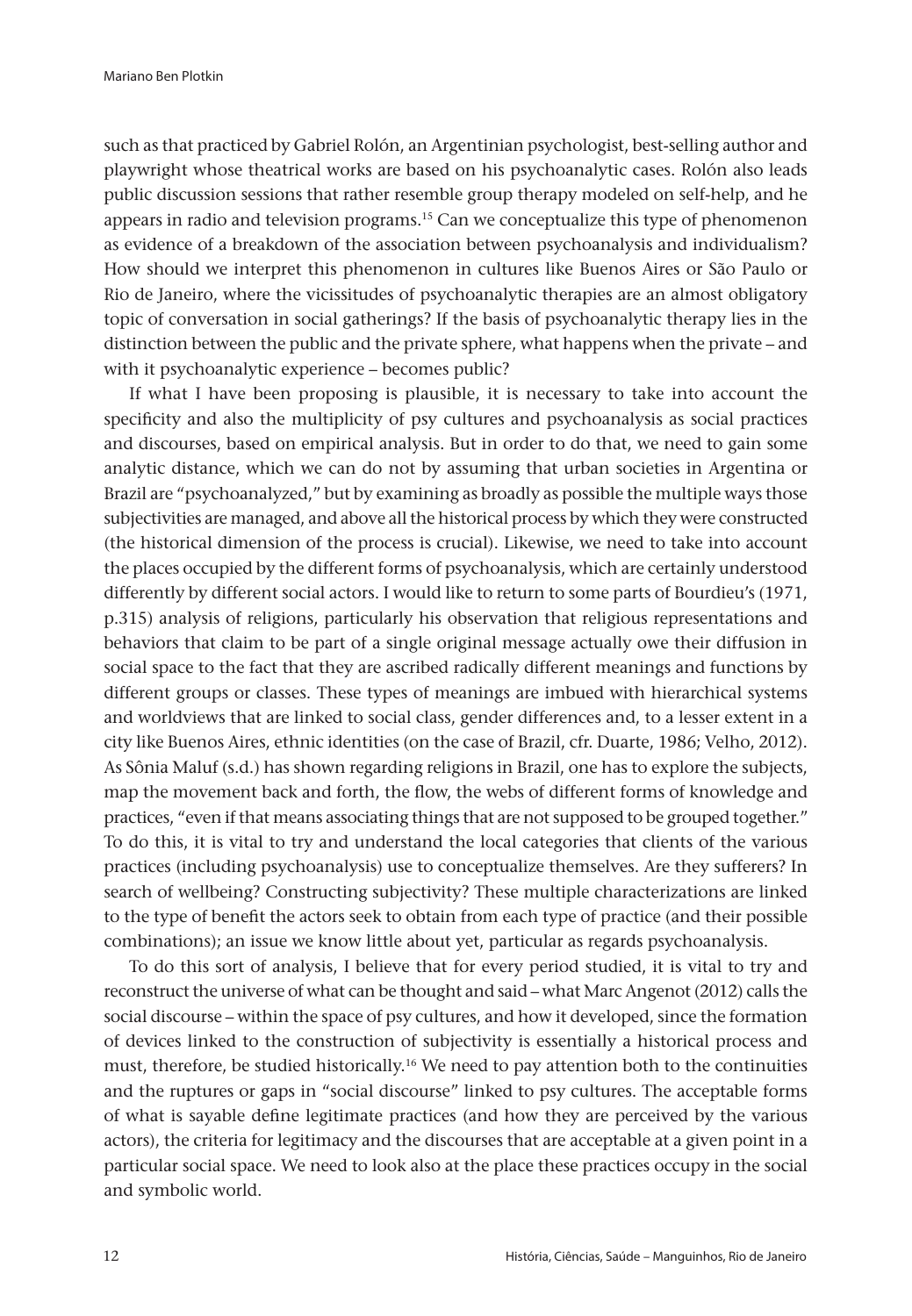such as that practiced by Gabriel Rolón, an Argentinian psychologist, best-selling author and playwright whose theatrical works are based on his psychoanalytic cases. Rolón also leads public discussion sessions that rather resemble group therapy modeled on self-help, and he appears in radio and television programs.[15] Can we conceptualize this type of phenomenon as evidence of a breakdown of the association between psychoanalysis and individualism? How should we interpret this phenomenon in cultures like Buenos Aires or São Paulo or Rio de Janeiro, where the vicissitudes of psychoanalytic therapies are an almost obligatory topic of conversation in social gatherings? If the basis of psychoanalytic therapy lies in the distinction between the public and the private sphere, what happens when the private – and with it psychoanalytic experience – becomes public?

If what I have been proposing is plausible, it is necessary to take into account the specificity and also the multiplicity of psy cultures and psychoanalysis as social practices and discourses, based on empirical analysis. But in order to do that, we need to gain some analytic distance, which we can do not by assuming that urban societies in Argentina or Brazil are "psychoanalyzed," but by examining as broadly as possible the multiple ways those subjectivities are managed, and above all the historical process by which they were constructed (the historical dimension of the process is crucial). Likewise, we need to take into account the places occupied by the different forms of psychoanalysis, which are certainly understood differently by different social actors. I would like to return to some parts of Bourdieu's (1971, p.315) analysis of religions, particularly his observation that religious representations and behaviors that claim to be part of a single original message actually owe their diffusion in social space to the fact that they are ascribed radically different meanings and functions by different groups or classes. These types of meanings are imbued with hierarchical systems and worldviews that are linked to social class, gender differences and, to a lesser extent in a city like Buenos Aires, ethnic identities (on the case of Brazil, cfr. Duarte, 1986; Velho, 2012). As Sônia Maluf (s.d.) has shown regarding religions in Brazil, one has to explore the subjects, map the movement back and forth, the flow, the webs of different forms of knowledge and practices, "even if that means associating things that are not supposed to be grouped together." To do this, it is vital to try and understand the local categories that clients of the various practices (including psychoanalysis) use to conceptualize themselves. Are they sufferers? In search of wellbeing? Constructing subjectivity? These multiple characterizations are linked to the type of benefit the actors seek to obtain from each type of practice (and their possible combinations); an issue we know little about yet, particular as regards psychoanalysis.

To do this sort of analysis, I believe that for every period studied, it is vital to try and reconstruct the universe of what can be thought and said – what Marc Angenot (2012) calls the social discourse – within the space of psy cultures, and how it developed, since the formation of devices linked to the construction of subjectivity is essentially a historical process and must, therefore, be studied historically.[16] We need to pay attention both to the continuities and the ruptures or gaps in "social discourse" linked to psy cultures. The acceptable forms of what is sayable define legitimate practices (and how they are perceived by the various actors), the criteria for legitimacy and the discourses that are acceptable at a given point in a particular social space. We need to look also at the place these practices occupy in the social and symbolic world.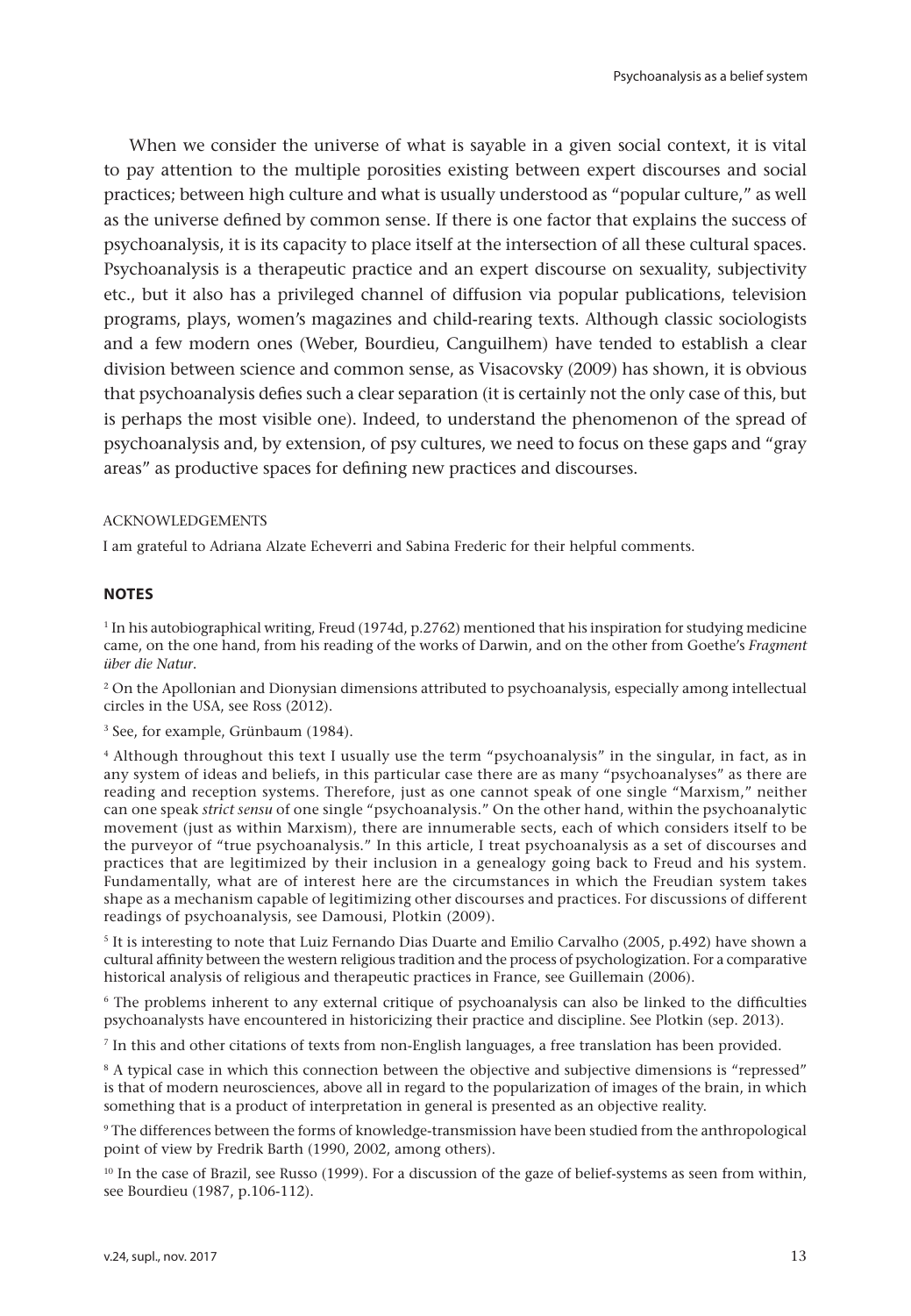When we consider the universe of what is sayable in a given social context, it is vital to pay attention to the multiple porosities existing between expert discourses and social practices; between high culture and what is usually understood as "popular culture," as well as the universe defined by common sense. If there is one factor that explains the success of psychoanalysis, it is its capacity to place itself at the intersection of all these cultural spaces. Psychoanalysis is a therapeutic practice and an expert discourse on sexuality, subjectivity etc., but it also has a privileged channel of diffusion via popular publications, television programs, plays, women's magazines and child-rearing texts. Although classic sociologists and a few modern ones (Weber, Bourdieu, Canguilhem) have tended to establish a clear division between science and common sense, as Visacovsky (2009) has shown, it is obvious that psychoanalysis defies such a clear separation (it is certainly not the only case of this, but is perhaps the most visible one). Indeed, to understand the phenomenon of the spread of psychoanalysis and, by extension, of psy cultures, we need to focus on these gaps and "gray areas" as productive spaces for defining new practices and discourses.

ACKNOWLEDGEMENTS

I am grateful to Adriana Alzate Echeverri and Sabina Frederic for their helpful comments.

## NOTES

[1] In his autobiographical writing, Freud (1974d, p.2762) mentioned that his inspiration for studying medicine came, on the one hand, from his reading of the works of Darwin, and on the other from Goethe's *Fragment über die Natur*.

[2] On the Apollonian and Dionysian dimensions attributed to psychoanalysis, especially among intellectual circles in the USA, see Ross (2012).

[3] See, for example, Grünbaum (1984).

[4] Although throughout this text I usually use the term "psychoanalysis" in the singular, in fact, as in any system of ideas and beliefs, in this particular case there are as many "psychoanalyses" as there are reading and reception systems. Therefore, just as one cannot speak of one single "Marxism," neither can one speak *strict sensu* of one single "psychoanalysis." On the other hand, within the psychoanalytic movement (just as within Marxism), there are innumerable sects, each of which considers itself to be the purveyor of "true psychoanalysis." In this article, I treat psychoanalysis as a set of discourses and practices that are legitimized by their inclusion in a genealogy going back to Freud and his system. Fundamentally, what are of interest here are the circumstances in which the Freudian system takes shape as a mechanism capable of legitimizing other discourses and practices. For discussions of different readings of psychoanalysis, see Damousi, Plotkin (2009).

[5] It is interesting to note that Luiz Fernando Dias Duarte and Emilio Carvalho (2005, p.492) have shown a cultural affinity between the western religious tradition and the process of psychologization. For a comparative historical analysis of religious and therapeutic practices in France, see Guillemain (2006).

[6] The problems inherent to any external critique of psychoanalysis can also be linked to the difficulties psychoanalysts have encountered in historicizing their practice and discipline. See Plotkin (sep. 2013).

[7] In this and other citations of texts from non-English languages, a free translation has been provided.

[8] A typical case in which this connection between the objective and subjective dimensions is "repressed" is that of modern neurosciences, above all in regard to the popularization of images of the brain, in which something that is a product of interpretation in general is presented as an objective reality.

[9] The differences between the forms of knowledge-transmission have been studied from the anthropological point of view by Fredrik Barth (1990, 2002, among others).

[10] In the case of Brazil, see Russo (1999). For a discussion of the gaze of belief-systems as seen from within, see Bourdieu (1987, p.106-112).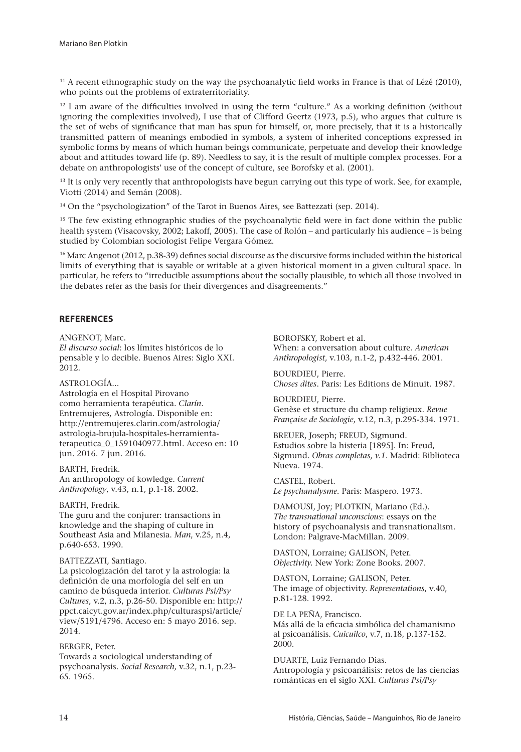[11] A recent ethnographic study on the way the psychoanalytic field works in France is that of Lézé (2010), who points out the problems of extraterritoriality.

[12] I am aware of the difficulties involved in using the term "culture." As a working definition (without ignoring the complexities involved), I use that of Clifford Geertz (1973, p.5), who argues that culture is the set of webs of significance that man has spun for himself, or, more precisely, that it is a historically transmitted pattern of meanings embodied in symbols, a system of inherited conceptions expressed in symbolic forms by means of which human beings communicate, perpetuate and develop their knowledge about and attitudes toward life (p. 89). Needless to say, it is the result of multiple complex processes. For a debate on anthropologists' use of the concept of culture, see Borofsky et al. (2001).

[13] It is only very recently that anthropologists have begun carrying out this type of work. See, for example, Viotti (2014) and Semán (2008).

[14] On the "psychologization" of the Tarot in Buenos Aires, see Battezzati (sep. 2014).

[15] The few existing ethnographic studies of the psychoanalytic field were in fact done within the public health system (Visacovsky, 2002; Lakoff, 2005). The case of Rolón – and particularly his audience – is being studied by Colombian sociologist Felipe Vergara Gómez.

[16] Marc Angenot (2012, p.38-39) defines social discourse as the discursive forms included within the historical limits of everything that is sayable or writable at a given historical moment in a given cultural space. In particular, he refers to "irreducible assumptions about the socially plausible, to which all those involved in the debates refer as the basis for their divergences and disagreements."

## REFERENCES

ANGENOT, Marc.
*El discurso social*: los límites históricos de lo pensable y lo decible. Buenos Aires: Siglo XXI. 2012.

ASTROLOGÍA...
Astrología en el Hospital Pirovano como herramienta terapéutica. *Clarín*. Entremujeres, Astrología. Disponible en: http://entremujeres.clarin.com/astrologia/astrologia-brujula-hospitales-herramienta-terapeutica_0_1591040977.html. Acceso en: 10 jun. 2016. 7 jun. 2016.

BARTH, Fredrik.
An anthropology of kowledge. *Current Anthropology*, v.43, n.1, p.1-18. 2002.

BARTH, Fredrik.
The guru and the conjurer: transactions in knowledge and the shaping of culture in Southeast Asia and Milanesia. *Man*, v.25, n.4, p.640-653. 1990.

BATTEZZATI, Santiago.
La psicologización del tarot y la astrología: la definición de una morfología del self en un camino de búsqueda interior. *Culturas Psi/Psy Cultures*, v.2, n.3, p.26-50. Disponible en: http://ppct.caicyt.gov.ar/index.php/culturaspsi/article/view/5191/4796. Acceso en: 5 mayo 2016. sep. 2014.

BERGER, Peter.
Towards a sociological understanding of psychoanalysis. *Social Research*, v.32, n.1, p.23-65. 1965.

BOROFSKY, Robert et al.
When: a conversation about culture. *American Anthropologist*, v.103, n.1-2, p.432-446. 2001.

BOURDIEU, Pierre.
*Choses dites*. Paris: Les Editions de Minuit. 1987.

BOURDIEU, Pierre.
Genèse et structure du champ religieux. *Revue Française de Sociologie*, v.12, n.3, p.295-334. 1971.

BREUER, Joseph; FREUD, Sigmund.
Estudios sobre la histeria [1895]. In: Freud, Sigmund. *Obras completas, v.1*. Madrid: Biblioteca Nueva. 1974.

CASTEL, Robert.
*Le psychanalysme.* Paris: Maspero. 1973.

DAMOUSI, Joy; PLOTKIN, Mariano (Ed.).
*The transnational unconscious*: essays on the history of psychoanalysis and transnationalism. London: Palgrave-MacMillan. 2009.

DASTON, Lorraine; GALISON, Peter.
*Objectivity.* New York: Zone Books. 2007.

DASTON, Lorraine; GALISON, Peter.
The image of objectivity. *Representations*, v.40, p.81-128. 1992.

DE LA PEÑA, Francisco.
Más allá de la eficacia simbólica del chamanismo al psicoanálisis. *Cuicuilco*, v.7, n.18, p.137-152. 2000.

DUARTE, Luiz Fernando Dias.
Antropología y psicoanálisis: retos de las ciencias románticas en el siglo XXI. *Culturas Psi/Psy*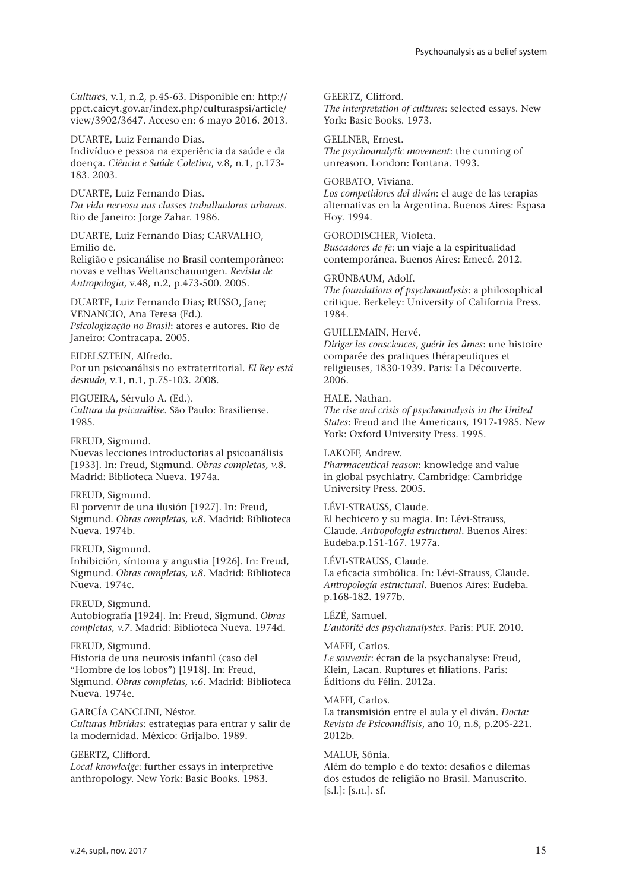*Cultures*, v.1, n.2, p.45-63. Disponible en: http://ppct.caicyt.gov.ar/index.php/culturaspsi/article/view/3902/3647. Acceso en: 6 mayo 2016. 2013.

DUARTE, Luiz Fernando Dias.
Indivíduo e pessoa na experiência da saúde e da doença. *Ciência e Saúde Coletiva*, v.8, n.1, p.173-183. 2003.

DUARTE, Luiz Fernando Dias.
*Da vida nervosa nas classes trabalhadoras urbanas*. Rio de Janeiro: Jorge Zahar. 1986.

DUARTE, Luiz Fernando Dias; CARVALHO, Emilio de.
Religião e psicanálise no Brasil contemporâneo: novas e velhas Weltanschauungen. *Revista de Antropologia*, v.48, n.2, p.473-500. 2005.

DUARTE, Luiz Fernando Dias; RUSSO, Jane; VENANCIO, Ana Teresa (Ed.).
*Psicologização no Brasil*: atores e autores. Rio de Janeiro: Contracapa. 2005.

EIDELSZTEIN, Alfredo.
Por un psicoanálisis no extraterritorial. *El Rey está desnudo*, v.1, n.1, p.75-103. 2008.

FIGUEIRA, Sérvulo A. (Ed.).
*Cultura da psicanálise*. São Paulo: Brasiliense. 1985.

FREUD, Sigmund.
Nuevas lecciones introductorias al psicoanálisis [1933]. In: Freud, Sigmund. *Obras completas, v.8*. Madrid: Biblioteca Nueva. 1974a.

FREUD, Sigmund.
El porvenir de una ilusión [1927]. In: Freud, Sigmund. *Obras completas, v.8*. Madrid: Biblioteca Nueva. 1974b.

FREUD, Sigmund.
Inhibición, síntoma y angustia [1926]. In: Freud, Sigmund. *Obras completas, v.8*. Madrid: Biblioteca Nueva. 1974c.

FREUD, Sigmund.
Autobiografía [1924]. In: Freud, Sigmund. *Obras completas, v.7*. Madrid: Biblioteca Nueva. 1974d.

FREUD, Sigmund.
Historia de una neurosis infantil (caso del "Hombre de los lobos") [1918]. In: Freud, Sigmund. *Obras completas, v.6*. Madrid: Biblioteca Nueva. 1974e.

GARCÍA CANCLINI, Néstor.
*Culturas híbridas*: estrategias para entrar y salir de la modernidad. México: Grijalbo. 1989.

GEERTZ, Clifford.
*Local knowledge*: further essays in interpretive anthropology. New York: Basic Books. 1983.

GEERTZ, Clifford.
*The interpretation of cultures*: selected essays. New York: Basic Books. 1973.

GELLNER, Ernest.
*The psychoanalytic movement*: the cunning of unreason. London: Fontana. 1993.

GORBATO, Viviana.
*Los competidores del diván*: el auge de las terapias alternativas en la Argentina. Buenos Aires: Espasa Hoy. 1994.

GORODISCHER, Violeta.
*Buscadores de fe*: un viaje a la espiritualidad contemporánea. Buenos Aires: Emecé. 2012.

GRÜNBAUM, Adolf.
*The foundations of psychoanalysis*: a philosophical critique. Berkeley: University of California Press. 1984.

GUILLEMAIN, Hervé.
*Diriger les consciences, guérir les âmes*: une histoire comparée des pratiques thérapeutiques et religieuses, 1830-1939. Paris: La Découverte. 2006.

HALE, Nathan.
*The rise and crisis of psychoanalysis in the United States*: Freud and the Americans, 1917-1985. New York: Oxford University Press. 1995.

LAKOFF, Andrew.
*Pharmaceutical reason*: knowledge and value in global psychiatry. Cambridge: Cambridge University Press. 2005.

LÉVI-STRAUSS, Claude.
El hechicero y su magia. In: Lévi-Strauss, Claude. *Antropología estructural*. Buenos Aires: Eudeba.p.151-167. 1977a.

LÉVI-STRAUSS, Claude.
La eficacia simbólica. In: Lévi-Strauss, Claude. *Antropología estructural*. Buenos Aires: Eudeba. p.168-182. 1977b.

LÉZÉ, Samuel.
*L'autorité des psychanalystes*. Paris: PUF. 2010.

MAFFI, Carlos.
*Le souvenir*: écran de la psychanalyse: Freud, Klein, Lacan. Ruptures et filiations. Paris: Éditions du Félin. 2012a.

MAFFI, Carlos.
La transmisión entre el aula y el diván. *Docta: Revista de Psicoanálisis*, año 10, n.8, p.205-221. 2012b.

MALUF, Sônia.
Além do templo e do texto: desafios e dilemas dos estudos de religião no Brasil. Manuscrito. [s.l.]: [s.n.]. sf.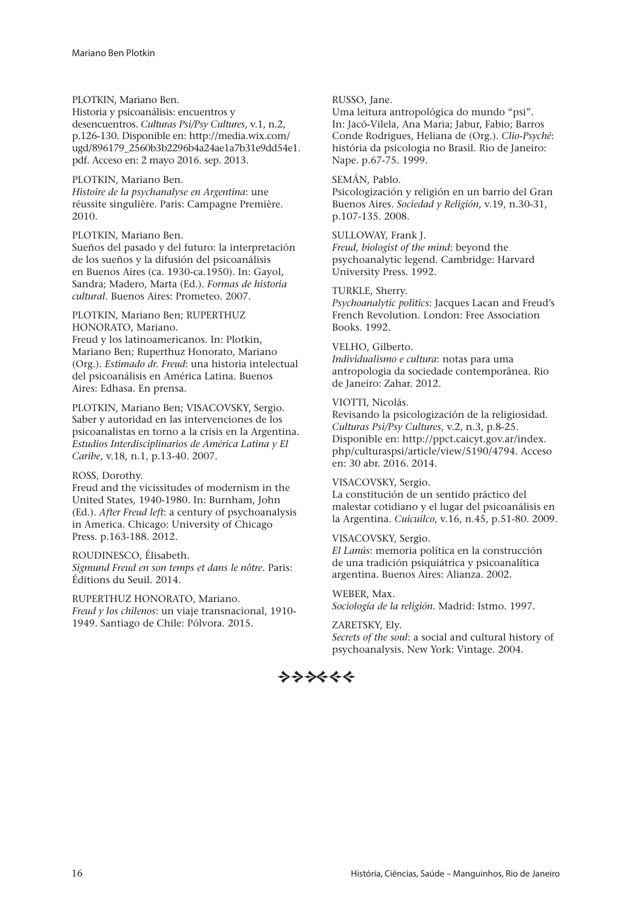PLOTKIN, Mariano Ben.
Historia y psicoanálisis: encuentros y desencuentros. *Culturas Psi/Psy Cultures*, v.1, n.2, p.126-130. Disponible en: http://media.wix.com/ugd/896179_2560b3b2296b4a24ae1a7b31e9dd54e1.pdf. Acceso en: 2 mayo 2016. sep. 2013.

PLOTKIN, Mariano Ben.
*Histoire de la psychanalyse en Argentina*: une réussite singulière. Paris: Campagne Première. 2010.

PLOTKIN, Mariano Ben.
Sueños del pasado y del futuro: la interpretación de los sueños y la difusión del psicoanálisis en Buenos Aires (ca. 1930-ca.1950). In: Gayol, Sandra; Madero, Marta (Ed.). *Formas de historia cultural*. Buenos Aires: Prometeo. 2007.

PLOTKIN, Mariano Ben; RUPERTHUZ HONORATO, Mariano.
Freud y los latinoamericanos. In: Plotkin, Mariano Ben; Ruperthuz Honorato, Mariano (Org.). *Estimado dr. Freud*: una historia intelectual del psicoanálisis en América Latina. Buenos Aires: Edhasa. En prensa.

PLOTKIN, Mariano Ben; VISACOVSKY, Sergio.
Saber y autoridad en las intervenciones de los psicoanalistas en torno a la crisis en la Argentina. *Estudios Interdisciplinarios de América Latina y El Caribe*, v.18, n.1, p.13-40. 2007.

ROSS, Dorothy.
Freud and the vicissitudes of modernism in the United States, 1940-1980. In: Burnham, John (Ed.). *After Freud left*: a century of psychoanalysis in America. Chicago: University of Chicago Press. p.163-188. 2012.

ROUDINESCO, Élisabeth.
*Sigmund Freud en son temps et dans le nôtre*. Paris: Éditions du Seuil. 2014.

RUPERTHUZ HONORATO, Mariano.
*Freud y los chilenos*: un viaje transnacional, 1910-1949. Santiago de Chile: Pólvora. 2015.

RUSSO, Jane.
Uma leitura antropológica do mundo "psi". In: Jacó-Vilela, Ana Maria; Jabur, Fabio; Barros Conde Rodrigues, Heliana de (Org.). *Clio-Psyché*: história da psicologia no Brasil. Rio de Janeiro: Nape. p.67-75. 1999.

SEMÁN, Pablo.
Psicologización y religión en un barrio del Gran Buenos Aires. *Sociedad y Religión*, v.19, n.30-31, p.107-135. 2008.

SULLOWAY, Frank J.
*Freud, biologist of the mind*: beyond the psychoanalytic legend. Cambridge: Harvard University Press. 1992.

TURKLE, Sherry.
*Psychoanalytic politics*: Jacques Lacan and Freud's French Revolution. London: Free Association Books. 1992.

VELHO, Gilberto.
*Individualismo e cultura*: notas para uma antropologia da sociedade contemporânea. Rio de Janeiro: Zahar. 2012.

VIOTTI, Nicolás.
Revisando la psicologización de la religiosidad. *Culturas Psi/Psy Cultures*, v.2, n.3, p.8-25. Disponible en: http://ppct.caicyt.gov.ar/index.php/culturaspsi/article/view/5190/4794. Acceso en: 30 abr. 2016. 2014.

VISACOVSKY, Sergio.
La constitución de un sentido práctico del malestar cotidiano y el lugar del psicoanálisis en la Argentina. *Cuicuilco*, v.16, n.45, p.51-80. 2009.

VISACOVSKY, Sergio.
*El Lanús*: memoria política en la construcción de una tradición psiquiátrica y psicoanalítica argentina. Buenos Aires: Alianza. 2002.

WEBER, Max.
*Sociología de la religión*. Madrid: Istmo. 1997.

ZARETSKY, Ely.
*Secrets of the soul*: a social and cultural history of psychoanalysis. New York: Vintage. 2004.